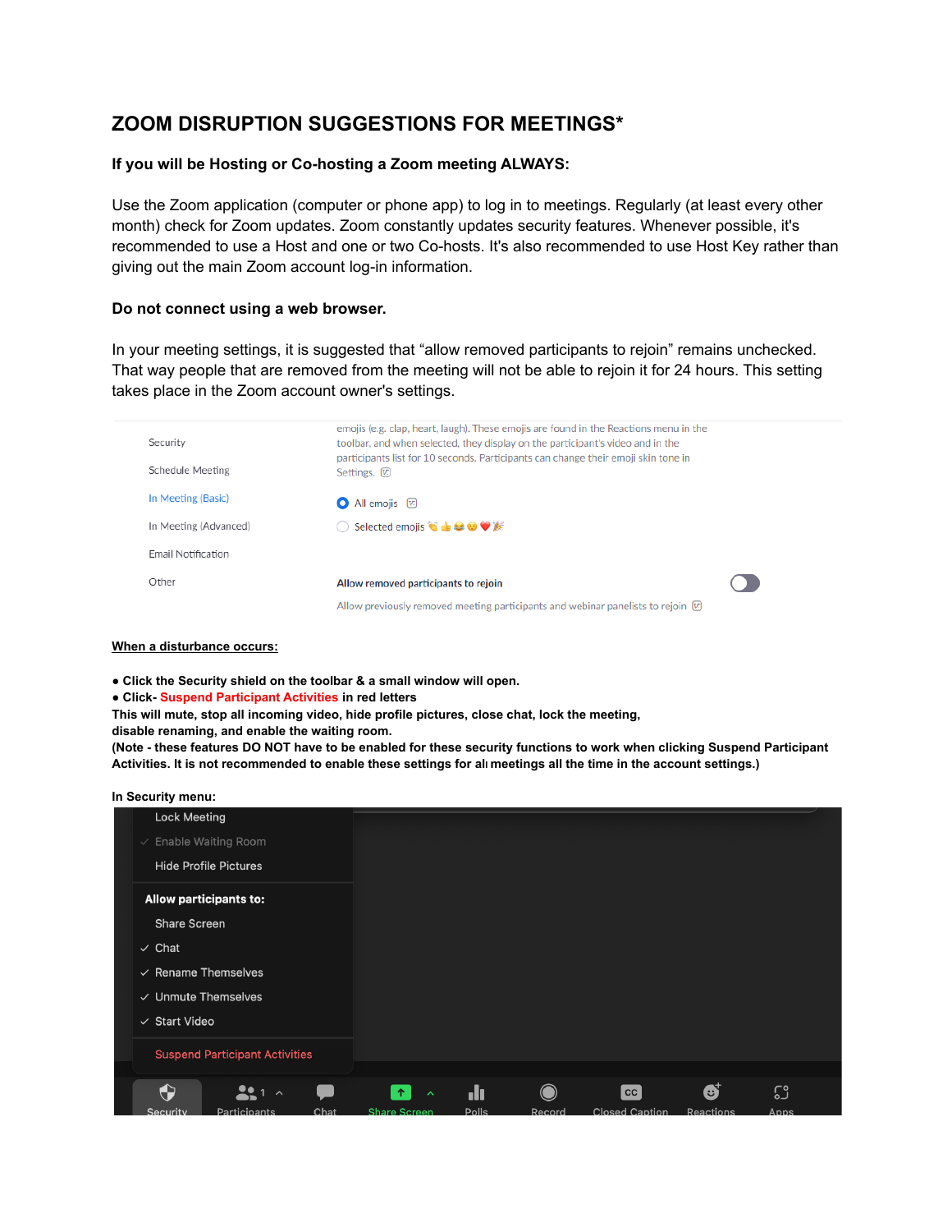# ZOOM DISRUPTION SUGGESTIONS FOR MEETINGS*

**If you will be Hosting or Co-hosting a Zoom meeting ALWAYS:**

Use the Zoom application (computer or phone app) to log in to meetings. Regularly (at least every other month) check for Zoom updates. Zoom constantly updates security features. Whenever possible, it's recommended to use a Host and one or two Co-hosts. It's also recommended to use Host Key rather than giving out the main Zoom account log-in information.

**Do not connect using a web browser.**

In your meeting settings, it is suggested that "allow removed participants to rejoin" remains unchecked. That way people that are removed from the meeting will not be able to rejoin it for 24 hours. This setting takes place in the Zoom account owner's settings.

Security
Schedule Meeting
In Meeting (Basic)
In Meeting (Advanced)
Email Notification
Other

emojis (e.g. clap, heart, laugh). These emojis are found in the Reactions menu in the toolbar, and when selected, they display on the participant's video and in the participants list for 10 seconds. Participants can change their emoji skin tone in Settings.

All emojis

Selected emojis 👏 👍 😂 😮 ❤️ 🎉

Allow removed participants to rejoin

Allow previously removed meeting participants and webinar panelists to rejoin

**When a disturbance occurs:**

- **Click the Security shield on the toolbar & a small window will open.**
- **Click- Suspend Participant Activities in red letters**

**This will mute, stop all incoming video, hide profile pictures, close chat, lock the meeting, disable renaming, and enable the waiting room.**
**(Note - these features DO NOT have to be enabled for these security functions to work when clicking Suspend Participant Activities. It is not recommended to enable these settings for all meetings all the time in the account settings.)**

**In Security menu:**

Lock Meeting
✓ Enable Waiting Room
Hide Profile Pictures

Allow participants to:
Share Screen
✓ Chat
✓ Rename Themselves
✓ Unmute Themselves
✓ Start Video

Suspend Participant Activities

Security | Participants 1 | Chat | Share Screen | Polls | Record | Closed Caption | Reactions | Apps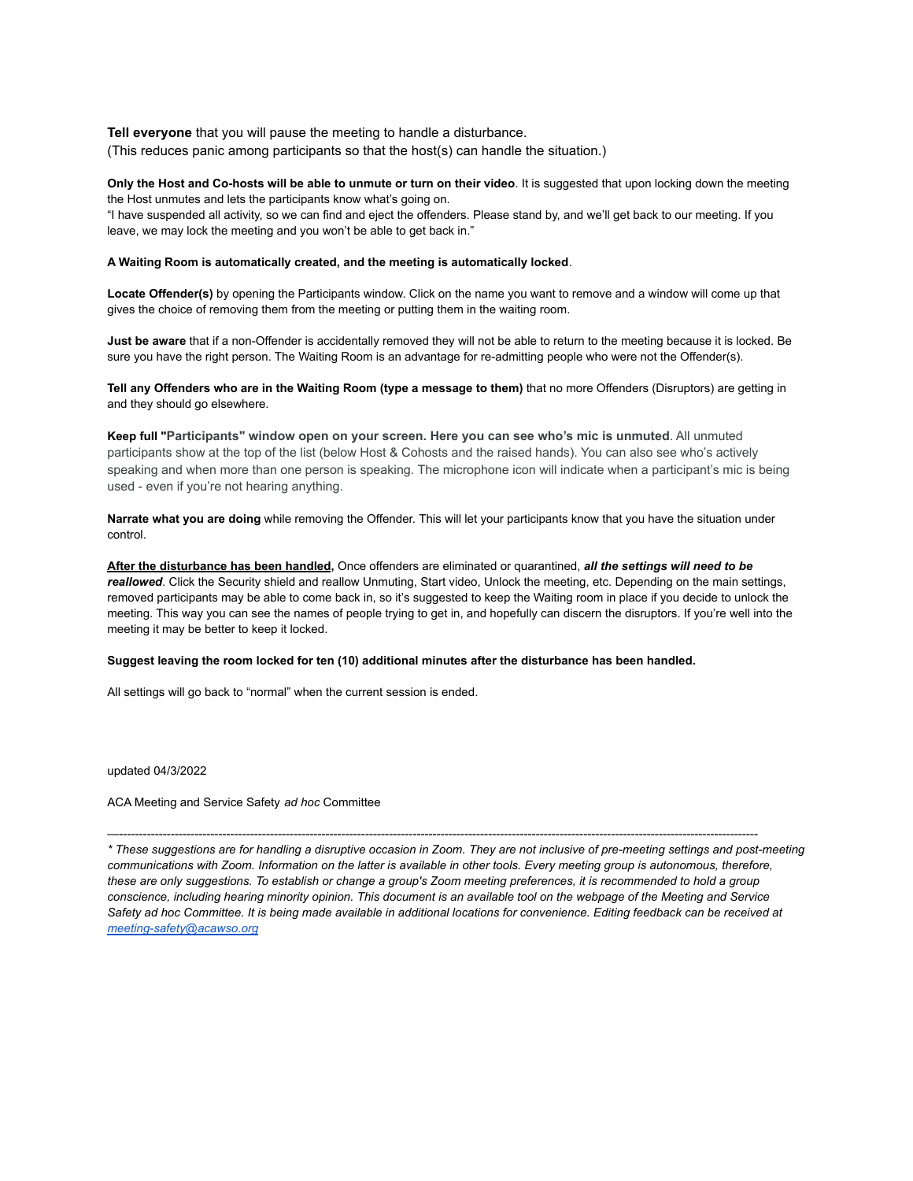**Tell everyone** that you will pause the meeting to handle a disturbance.
(This reduces panic among participants so that the host(s) can handle the situation.)

**Only the Host and Co-hosts will be able to unmute or turn on their video**. It is suggested that upon locking down the meeting the Host unmutes and lets the participants know what's going on.
"I have suspended all activity, so we can find and eject the offenders. Please stand by, and we'll get back to our meeting. If you leave, we may lock the meeting and you won't be able to get back in."

**A Waiting Room is automatically created, and the meeting is automatically locked**.

**Locate Offender(s)** by opening the Participants window. Click on the name you want to remove and a window will come up that gives the choice of removing them from the meeting or putting them in the waiting room.

**Just be aware** that if a non-Offender is accidentally removed they will not be able to return to the meeting because it is locked. Be sure you have the right person. The Waiting Room is an advantage for re-admitting people who were not the Offender(s).

**Tell any Offenders who are in the Waiting Room (type a message to them)** that no more Offenders (Disruptors) are getting in and they should go elsewhere.

**Keep full "Participants" window open on your screen. Here you can see who's mic is unmuted**. All unmuted participants show at the top of the list (below Host & Cohosts and the raised hands). You can also see who's actively speaking and when more than one person is speaking. The microphone icon will indicate when a participant's mic is being used - even if you're not hearing anything.

**Narrate what you are doing** while removing the Offender. This will let your participants know that you have the situation under control.

<u>**After the disturbance has been handled,**</u> Once offenders are eliminated or quarantined, ***all the settings will need to be reallowed***. Click the Security shield and reallow Unmuting, Start video, Unlock the meeting, etc. Depending on the main settings, removed participants may be able to come back in, so it's suggested to keep the Waiting room in place if you decide to unlock the meeting. This way you can see the names of people trying to get in, and hopefully can discern the disruptors. If you're well into the meeting it may be better to keep it locked.

**Suggest leaving the room locked for ten (10) additional minutes after the disturbance has been handled.**

All settings will go back to "normal" when the current session is ended.

updated 04/3/2022

ACA Meeting and Service Safety *ad hoc* Committee

---

*\* These suggestions are for handling a disruptive occasion in Zoom. They are not inclusive of pre-meeting settings and post-meeting communications with Zoom. Information on the latter is available in other tools. Every meeting group is autonomous, therefore, these are only suggestions. To establish or change a group's Zoom meeting preferences, it is recommended to hold a group conscience, including hearing minority opinion. This document is an available tool on the webpage of the Meeting and Service Safety ad hoc Committee. It is being made available in additional locations for convenience. Editing feedback can be received at [meeting-safety@acawso.org](mailto:meeting-safety@acawso.org)*